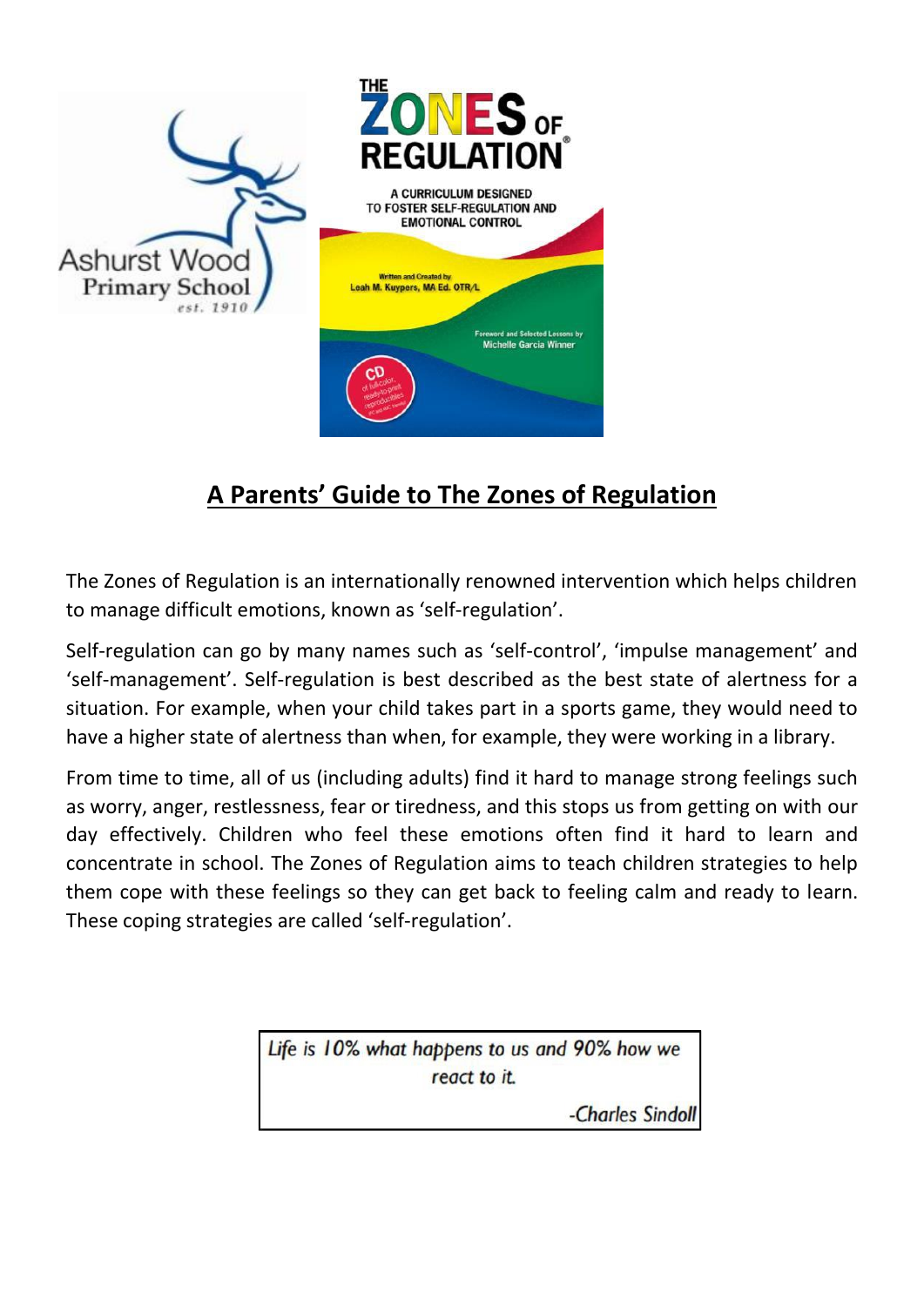# A Parents' Guide to The Zones of Regulation

The Zones of Regulation is an internationally renowned intervention which helps children to manage difficult emotions, known as 'self-regulation'.

Self-regulation can go by many names such as 'self-control', 'impulse management' and 'self-management'. Self-regulation is best described as the best state of alertness for a situation. For example, when your child takes part in a sports game, they would need to have a higher state of alertness than when, for example, they were working in a library.

From time to time, all of us (including adults) find it hard to manage strong feelings such as worry, anger, restlessness, fear or tiredness, and this stops us from getting on with our day effectively. Children who feel these emotions often find it hard to learn and concentrate in school. The Zones of Regulation aims to teach children strategies to help them cope with these feelings so they can get back to feeling calm and ready to learn. These coping strategies are called 'self-regulation'.

> *Life is 10% what happens to us and 90% how we react to it.*
>
> *-Charles Sindoll*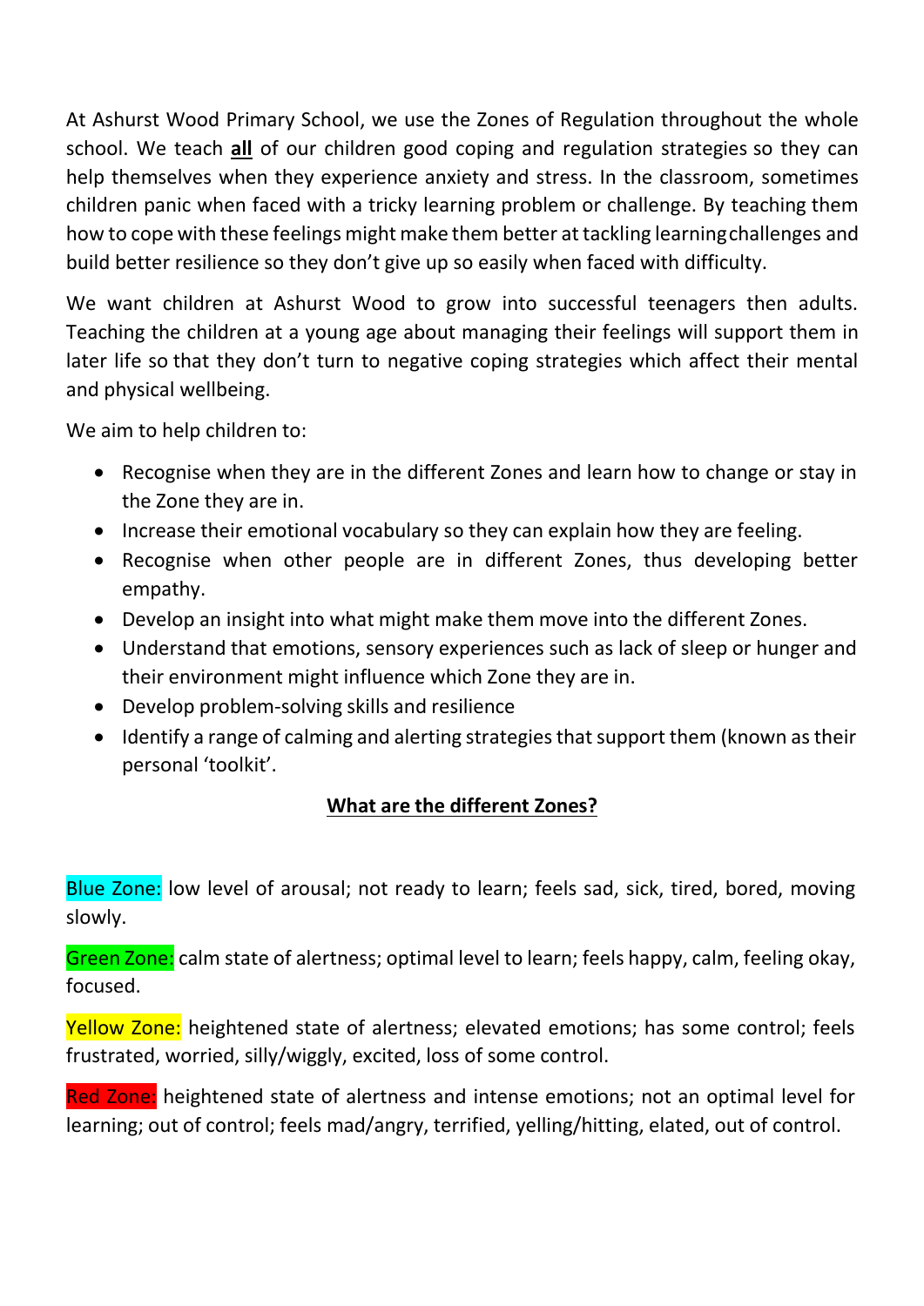At Ashurst Wood Primary School, we use the Zones of Regulation throughout the whole school. We teach **all** of our children good coping and regulation strategies so they can help themselves when they experience anxiety and stress. In the classroom, sometimes children panic when faced with a tricky learning problem or challenge. By teaching them how to cope with these feelings might make them better at tackling learning challenges and build better resilience so they don't give up so easily when faced with difficulty.

We want children at Ashurst Wood to grow into successful teenagers then adults. Teaching the children at a young age about managing their feelings will support them in later life so that they don't turn to negative coping strategies which affect their mental and physical wellbeing.

We aim to help children to:

- Recognise when they are in the different Zones and learn how to change or stay in the Zone they are in.
- Increase their emotional vocabulary so they can explain how they are feeling.
- Recognise when other people are in different Zones, thus developing better empathy.
- Develop an insight into what might make them move into the different Zones.
- Understand that emotions, sensory experiences such as lack of sleep or hunger and their environment might influence which Zone they are in.
- Develop problem-solving skills and resilience
- Identify a range of calming and alerting strategies that support them (known as their personal 'toolkit'.

## What are the different Zones?

Blue Zone: low level of arousal; not ready to learn; feels sad, sick, tired, bored, moving slowly.

Green Zone: calm state of alertness; optimal level to learn; feels happy, calm, feeling okay, focused.

Yellow Zone: heightened state of alertness; elevated emotions; has some control; feels frustrated, worried, silly/wiggly, excited, loss of some control.

Red Zone: heightened state of alertness and intense emotions; not an optimal level for learning; out of control; feels mad/angry, terrified, yelling/hitting, elated, out of control.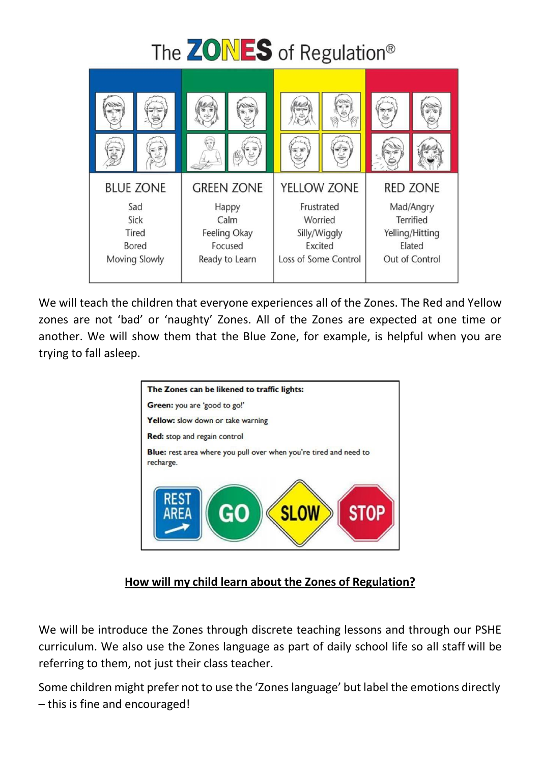# The ZONES of Regulation®

| BLUE ZONE | GREEN ZONE | YELLOW ZONE | RED ZONE |
| --- | --- | --- | --- |
| Sad<br>Sick<br>Tired<br>Bored<br>Moving Slowly | Happy<br>Calm<br>Feeling Okay<br>Focused<br>Ready to Learn | Frustrated<br>Worried<br>Silly/Wiggly<br>Excited<br>Loss of Some Control | Mad/Angry<br>Terrified<br>Yelling/Hitting<br>Elated<br>Out of Control |

We will teach the children that everyone experiences all of the Zones. The Red and Yellow zones are not 'bad' or 'naughty' Zones. All of the Zones are expected at one time or another. We will show them that the Blue Zone, for example, is helpful when you are trying to fall asleep.

**The Zones can be likened to traffic lights:**

**Green:** you are 'good to go!'

**Yellow:** slow down or take warning

**Red:** stop and regain control

**Blue:** rest area where you pull over when you're tired and need to recharge.

REST AREA | GO | SLOW | STOP

## How will my child learn about the Zones of Regulation?

We will be introduce the Zones through discrete teaching lessons and through our PSHE curriculum. We also use the Zones language as part of daily school life so all staff will be referring to them, not just their class teacher.

Some children might prefer not to use the 'Zones language' but label the emotions directly – this is fine and encouraged!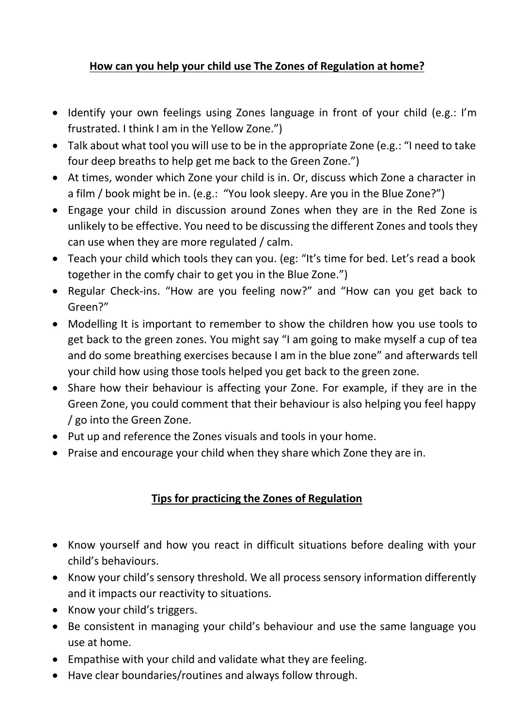## How can you help your child use The Zones of Regulation at home?

- Identify your own feelings using Zones language in front of your child (e.g.: I'm frustrated. I think I am in the Yellow Zone.")
- Talk about what tool you will use to be in the appropriate Zone (e.g.: "I need to take four deep breaths to help get me back to the Green Zone.")
- At times, wonder which Zone your child is in. Or, discuss which Zone a character in a film / book might be in. (e.g.: "You look sleepy. Are you in the Blue Zone?")
- Engage your child in discussion around Zones when they are in the Red Zone is unlikely to be effective. You need to be discussing the different Zones and tools they can use when they are more regulated / calm.
- Teach your child which tools they can you. (eg: "It's time for bed. Let's read a book together in the comfy chair to get you in the Blue Zone.")
- Regular Check-ins. "How are you feeling now?" and "How can you get back to Green?"
- Modelling It is important to remember to show the children how you use tools to get back to the green zones. You might say "I am going to make myself a cup of tea and do some breathing exercises because I am in the blue zone" and afterwards tell your child how using those tools helped you get back to the green zone.
- Share how their behaviour is affecting your Zone. For example, if they are in the Green Zone, you could comment that their behaviour is also helping you feel happy / go into the Green Zone.
- Put up and reference the Zones visuals and tools in your home.
- Praise and encourage your child when they share which Zone they are in.

## Tips for practicing the Zones of Regulation

- Know yourself and how you react in difficult situations before dealing with your child's behaviours.
- Know your child's sensory threshold. We all process sensory information differently and it impacts our reactivity to situations.
- Know your child's triggers.
- Be consistent in managing your child's behaviour and use the same language you use at home.
- Empathise with your child and validate what they are feeling.
- Have clear boundaries/routines and always follow through.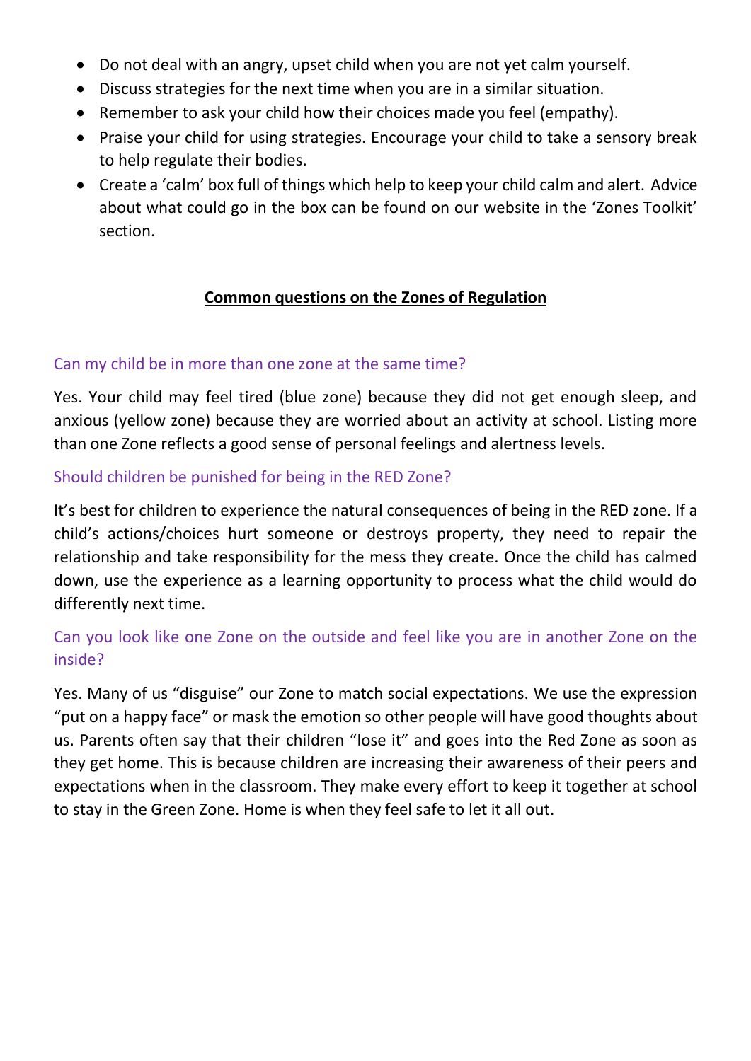- Do not deal with an angry, upset child when you are not yet calm yourself.
- Discuss strategies for the next time when you are in a similar situation.
- Remember to ask your child how their choices made you feel (empathy).
- Praise your child for using strategies. Encourage your child to take a sensory break to help regulate their bodies.
- Create a 'calm' box full of things which help to keep your child calm and alert. Advice about what could go in the box can be found on our website in the 'Zones Toolkit' section.

## Common questions on the Zones of Regulation

### Can my child be in more than one zone at the same time?

Yes. Your child may feel tired (blue zone) because they did not get enough sleep, and anxious (yellow zone) because they are worried about an activity at school. Listing more than one Zone reflects a good sense of personal feelings and alertness levels.

### Should children be punished for being in the RED Zone?

It's best for children to experience the natural consequences of being in the RED zone. If a child's actions/choices hurt someone or destroys property, they need to repair the relationship and take responsibility for the mess they create. Once the child has calmed down, use the experience as a learning opportunity to process what the child would do differently next time.

### Can you look like one Zone on the outside and feel like you are in another Zone on the inside?

Yes. Many of us "disguise" our Zone to match social expectations. We use the expression "put on a happy face" or mask the emotion so other people will have good thoughts about us. Parents often say that their children "lose it" and goes into the Red Zone as soon as they get home. This is because children are increasing their awareness of their peers and expectations when in the classroom. They make every effort to keep it together at school to stay in the Green Zone. Home is when they feel safe to let it all out.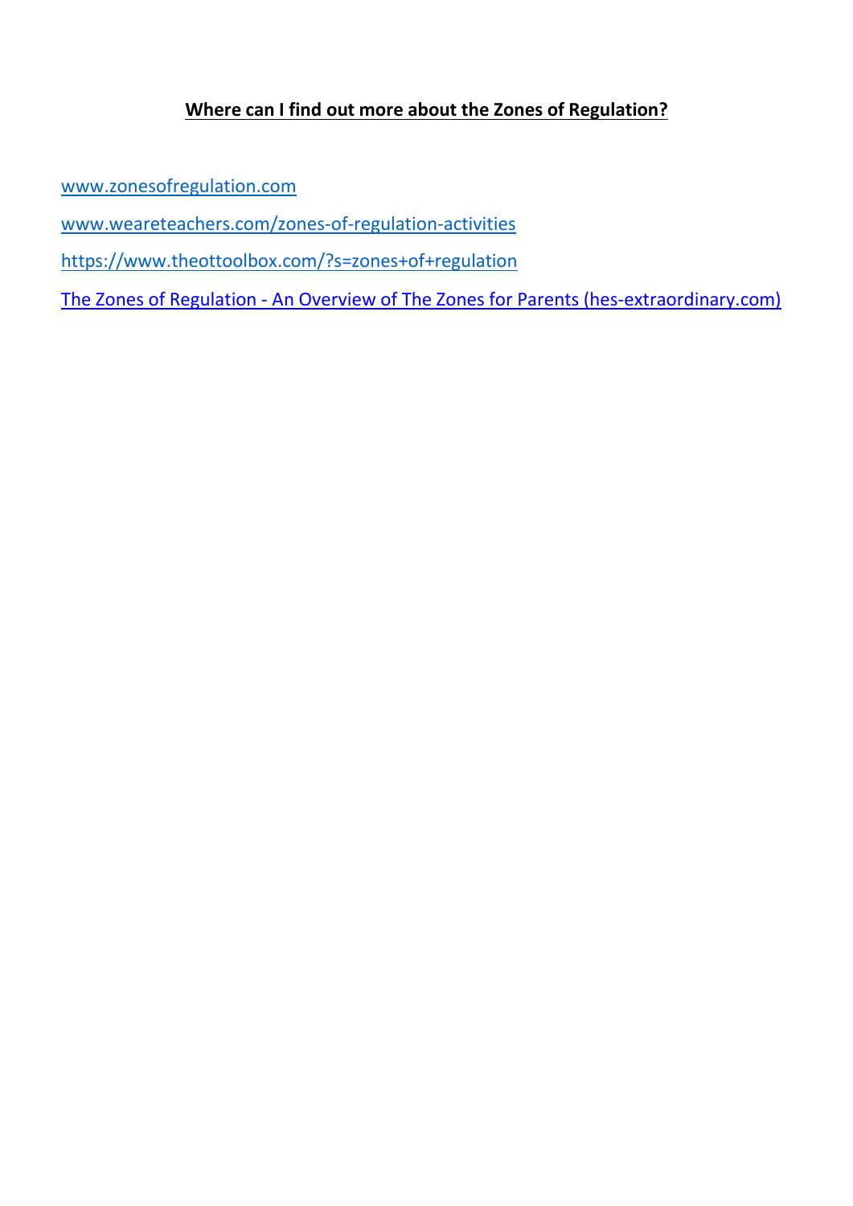**Where can I find out more about the Zones of Regulation?**

www.zonesofregulation.com

www.weareteachers.com/zones-of-regulation-activities

https://www.theottoolbox.com/?s=zones+of+regulation

The Zones of Regulation - An Overview of The Zones for Parents (hes-extraordinary.com)